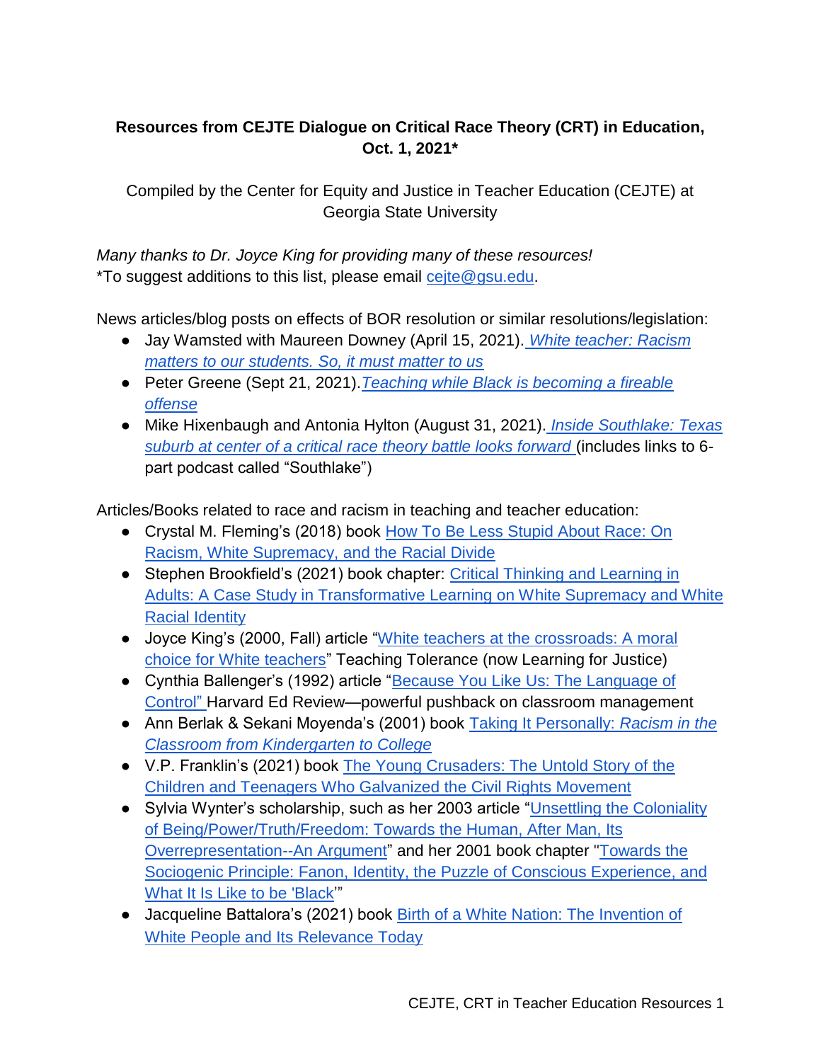**Resources from CEJTE Dialogue on Critical Race Theory (CRT) in Education, Oct. 1, 2021***

Compiled by the Center for Equity and Justice in Teacher Education (CEJTE) at Georgia State University

*Many thanks to Dr. Joyce King for providing many of these resources!*
*To suggest additions to this list, please email cejte@gsu.edu.

News articles/blog posts on effects of BOR resolution or similar resolutions/legislation:

- Jay Wamsted with Maureen Downey (April 15, 2021). *White teacher: Racism matters to our students. So, it must matter to us*
- Peter Greene (Sept 21, 2021). *Teaching while Black is becoming a fireable offense*
- Mike Hixenbaugh and Antonia Hylton (August 31, 2021). *Inside Southlake: Texas suburb at center of a critical race theory battle looks forward* (includes links to 6-part podcast called "Southlake")

Articles/Books related to race and racism in teaching and teacher education:

- Crystal M. Fleming's (2018) book How To Be Less Stupid About Race: On Racism, White Supremacy, and the Racial Divide
- Stephen Brookfield's (2021) book chapter: Critical Thinking and Learning in Adults: A Case Study in Transformative Learning on White Supremacy and White Racial Identity
- Joyce King's (2000, Fall) article "White teachers at the crossroads: A moral choice for White teachers" Teaching Tolerance (now Learning for Justice)
- Cynthia Ballenger's (1992) article "Because You Like Us: The Language of Control" Harvard Ed Review—powerful pushback on classroom management
- Ann Berlak & Sekani Moyenda's (2001) book Taking It Personally: *Racism in the Classroom from Kindergarten to College*
- V.P. Franklin's (2021) book The Young Crusaders: The Untold Story of the Children and Teenagers Who Galvanized the Civil Rights Movement
- Sylvia Wynter's scholarship, such as her 2003 article "Unsettling the Coloniality of Being/Power/Truth/Freedom: Towards the Human, After Man, Its Overrepresentation--An Argument" and her 2001 book chapter "Towards the Sociogenic Principle: Fanon, Identity, the Puzzle of Conscious Experience, and What It Is Like to be 'Black'"
- Jacqueline Battalora's (2021) book Birth of a White Nation: The Invention of White People and Its Relevance Today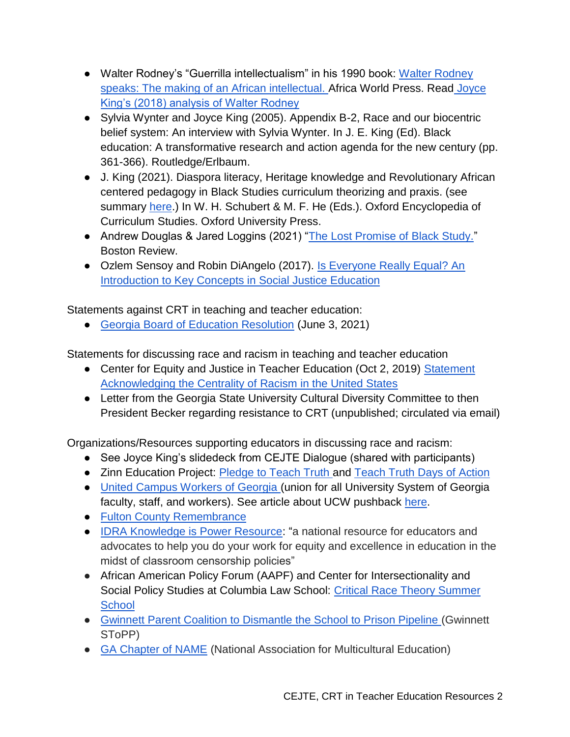- Walter Rodney's "Guerrilla intellectualism" in his 1990 book: Walter Rodney speaks: The making of an African intellectual. Africa World Press. Read Joyce King's (2018) analysis of Walter Rodney
- Sylvia Wynter and Joyce King (2005). Appendix B-2, Race and our biocentric belief system: An interview with Sylvia Wynter. In J. E. King (Ed). Black education: A transformative research and action agenda for the new century (pp. 361-366). Routledge/Erlbaum.
- J. King (2021). Diaspora literacy, Heritage knowledge and Revolutionary African centered pedagogy in Black Studies curriculum theorizing and praxis. (see summary here.) In W. H. Schubert & M. F. He (Eds.). Oxford Encyclopedia of Curriculum Studies. Oxford University Press.
- Andrew Douglas & Jared Loggins (2021) "The Lost Promise of Black Study." Boston Review.
- Ozlem Sensoy and Robin DiAngelo (2017). Is Everyone Really Equal? An Introduction to Key Concepts in Social Justice Education

Statements against CRT in teaching and teacher education:

- Georgia Board of Education Resolution (June 3, 2021)

Statements for discussing race and racism in teaching and teacher education

- Center for Equity and Justice in Teacher Education (Oct 2, 2019) Statement Acknowledging the Centrality of Racism in the United States
- Letter from the Georgia State University Cultural Diversity Committee to then President Becker regarding resistance to CRT (unpublished; circulated via email)

Organizations/Resources supporting educators in discussing race and racism:

- See Joyce King's slidedeck from CEJTE Dialogue (shared with participants)
- Zinn Education Project: Pledge to Teach Truth and Teach Truth Days of Action
- United Campus Workers of Georgia (union for all University System of Georgia faculty, staff, and workers). See article about UCW pushback here.
- Fulton County Remembrance
- IDRA Knowledge is Power Resource: "a national resource for educators and advocates to help you do your work for equity and excellence in education in the midst of classroom censorship policies"
- African American Policy Forum (AAPF) and Center for Intersectionality and Social Policy Studies at Columbia Law School: Critical Race Theory Summer School
- Gwinnett Parent Coalition to Dismantle the School to Prison Pipeline (Gwinnett SToPP)
- GA Chapter of NAME (National Association for Multicultural Education)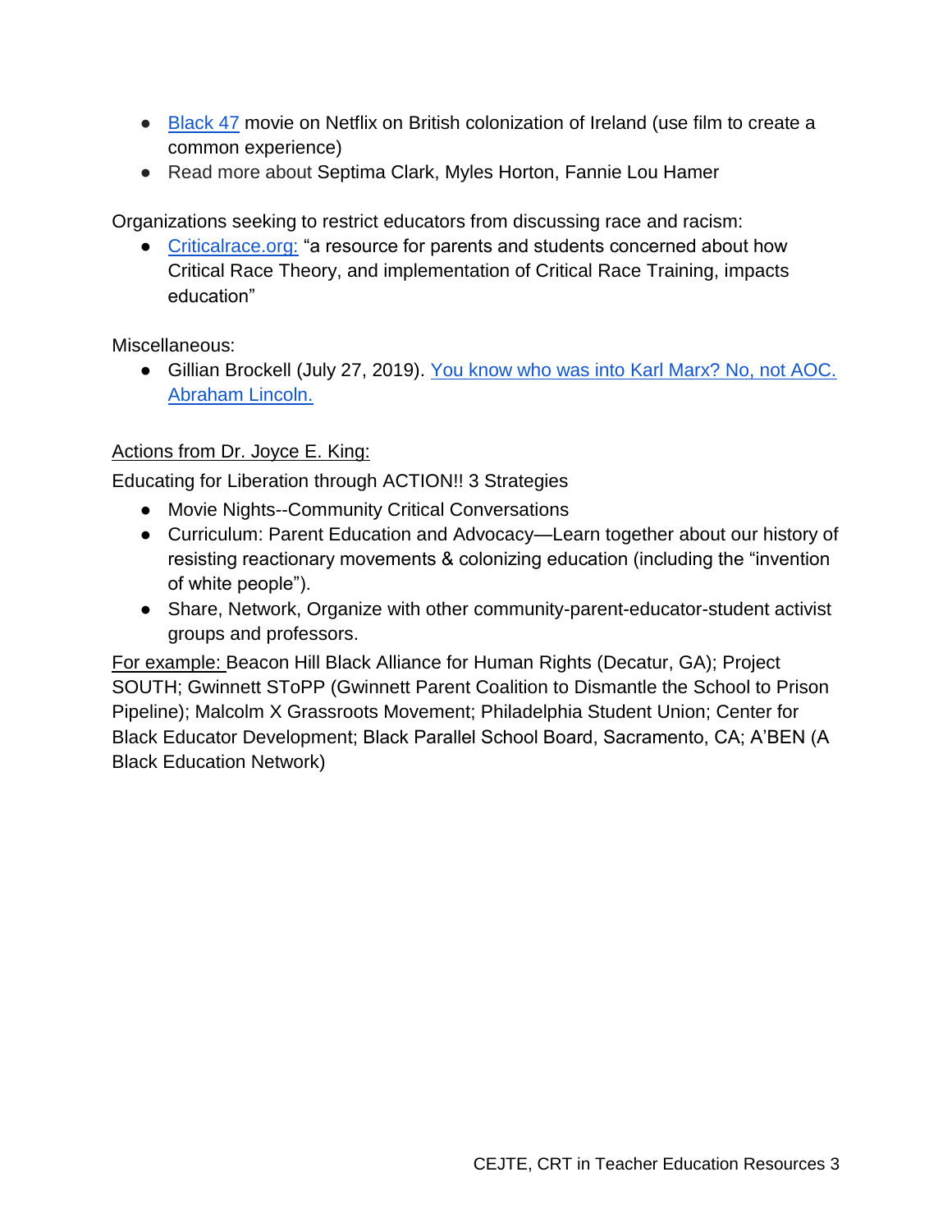- Black 47 movie on Netflix on British colonization of Ireland (use film to create a common experience)
- Read more about Septima Clark, Myles Horton, Fannie Lou Hamer

Organizations seeking to restrict educators from discussing race and racism:

- Criticalrace.org: "a resource for parents and students concerned about how Critical Race Theory, and implementation of Critical Race Training, impacts education"

Miscellaneous:

- Gillian Brockell (July 27, 2019). You know who was into Karl Marx? No, not AOC. Abraham Lincoln.

Actions from Dr. Joyce E. King:

Educating for Liberation through ACTION!! 3 Strategies

- Movie Nights--Community Critical Conversations
- Curriculum: Parent Education and Advocacy—Learn together about our history of resisting reactionary movements & colonizing education (including the "invention of white people").
- Share, Network, Organize with other community-parent-educator-student activist groups and professors.

For example: Beacon Hill Black Alliance for Human Rights (Decatur, GA); Project SOUTH; Gwinnett SToPP (Gwinnett Parent Coalition to Dismantle the School to Prison Pipeline); Malcolm X Grassroots Movement; Philadelphia Student Union; Center for Black Educator Development; Black Parallel School Board, Sacramento, CA; A'BEN (A Black Education Network)